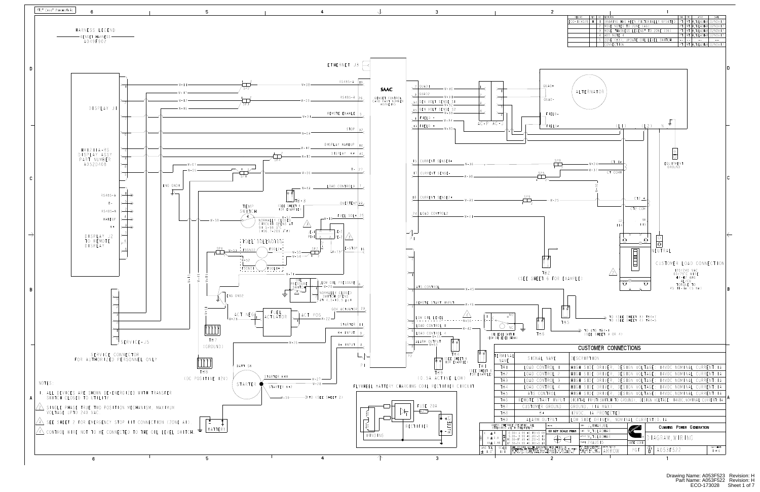# HARNESS LEGEND

GENSET HARNESS A048F902

| ECO NO. | REV | NO. | REVISION | DWN | CHK | APVD | DATE |
|---|---|---|---|---|---|---|---|
| ECO-173028 | H | 1 | DRAWING HAS BEEN MANUALLY UPDATED | | | | 02NOV17 |
| | | 2 | MOVE NOTES TO ZONE 1A6 | | | | 02NOV17 |
| | | 3 | MOVE HARNESS LEGEND TO ZONE 1D6 | | | | 02NOV17 |
| | | 4 | ADD NOTE 4 | | | | 02NOV17 |
| | | 5 | ZONE 1B3: UPDATED OIL LEVEL SWITCH CONNECTION | | | | 02NOV17 |

## CUSTOMER CONNECTIONS

| TERMINAL NAME | SIGNAL NAME | DESCRIPTION |
|---|---|---|
| TB1 | LOAD CONTROL 1 | HIGH SIDE DRIVER, DESIGN VOLTAGE: 14VDC, NOMINAL CURRENT: 1A |
| TB2 | LOAD CONTROL 2 | HIGH SIDE DRIVER, DESIGN VOLTAGE: 14VDC, NOMINAL CURRENT: 1A |
| TB3 | LOAD CONTROL 3 | HIGH SIDE DRIVER, DESIGN VOLTAGE: 14VDC, NOMINAL CURRENT: 1A |
| TB4 | LOAD CONTROL 4 | HIGH SIDE DRIVER, DESIGN VOLTAGE: 14VDC, NOMINAL CURRENT: 1A |
| TB5 | ATS CONTROL | HIGH SIDE DRIVER, DESIGN VOLTAGE: 14VDC, NOMINAL CURRENT: 1A |
| TB6 | REMOTE START INPUT | DIGITAL INPUT (SWITCH TO GROUND), DESIGN VOLTAGE: 14VDC, NOMINAL CURRENT: 1A |
| TB7 | CUSTOMER GROUND | GROUND, 1A MAX |
| TB8 | B+ | 12VDC, 1A PROTECTED |
| TB9 | ALARM OUTPUT | LOW SIDE DRIVER, NOMINAL CURRENT: 0.1A |

NOTES:

1. ALL DEVICES ARE SHOWN DE-ENERGIZED WITH TRANSFER SWITCH CLOSED TO UTILITY.
2. SINGLE PHASE TRUE TWO POSITION MECHANISM, MAXIMUM VOLTAGE UP TO 240 VAC.
3. SEE SHEET 2 FOR EMERGENCY STOP KIT CONNECTION (ZONE 4A).
4. CONTROL WIRE NOT TO BE CONNECTED TO THE OIL LEVEL SWITCH.

DISPLAY J1 — HMI211A-RS DISPLAY ASSY PART NUMBER A052U408

DISPLAY J2 TO REMOTE DISPLAY (RS485-A, B-, RS485-B, WAKEUP, B+)

SERVICE-J5 — SERVICE CONNECTOR FOR AUTHORIZED PERSONNEL ONLY

SAAC — GENSET CONTROL CARD PART NUMBER A049E890

ETHERNET J3

ALTERNATOR

TEMP SWITCH — NORMALLY CLOSED CIRCUIT OPENS AT 91.5-98.5°C (196.7-209.3°F)

OIL PRESSURE SWITCH — NORMALLY CLOSED SWITCH OPENS AT 6.5-10.5 psi

FUEL SOLENOIDS

FUEL ACTUATOR

OIL LEVEL SWITCH (OPTIONAL)

STARTER

BATTERY

TB7 (GROUND)

TB8 (DC POSITIVE 12V)

TB9 (0.5A ACTIVE LOW)

TB2 (SEE SHEET 6 FOR EXAMPLE)

CUSTOMER LOAD CONNECTION — 120/240 VAC, 60/75°C WIRE, #14-#4 AWG, Al/Cu, TORQUE TO 45 lb-in (5 Nm)

EQUIPMENT GROUND

NEUTRAL

TO (SEE SHEET 3) TS1-1 / TO (SEE SHEET 4) TS1-3

TO ATS TB1-1 (SEE SHEET 3 OR 4)

FLYWHEEL BATTERY CHARGING COIL RECTIFIER CIRCUIT — WINDING, RECTIFIER, FUSE 20A, BATTERY

CUMMINS POWER GENERATION — DIAGRAM, WIRING — A053F522

Drawing Name: A053F523 Revision: H
Part Name: A053F522 Revision: H
ECO-173028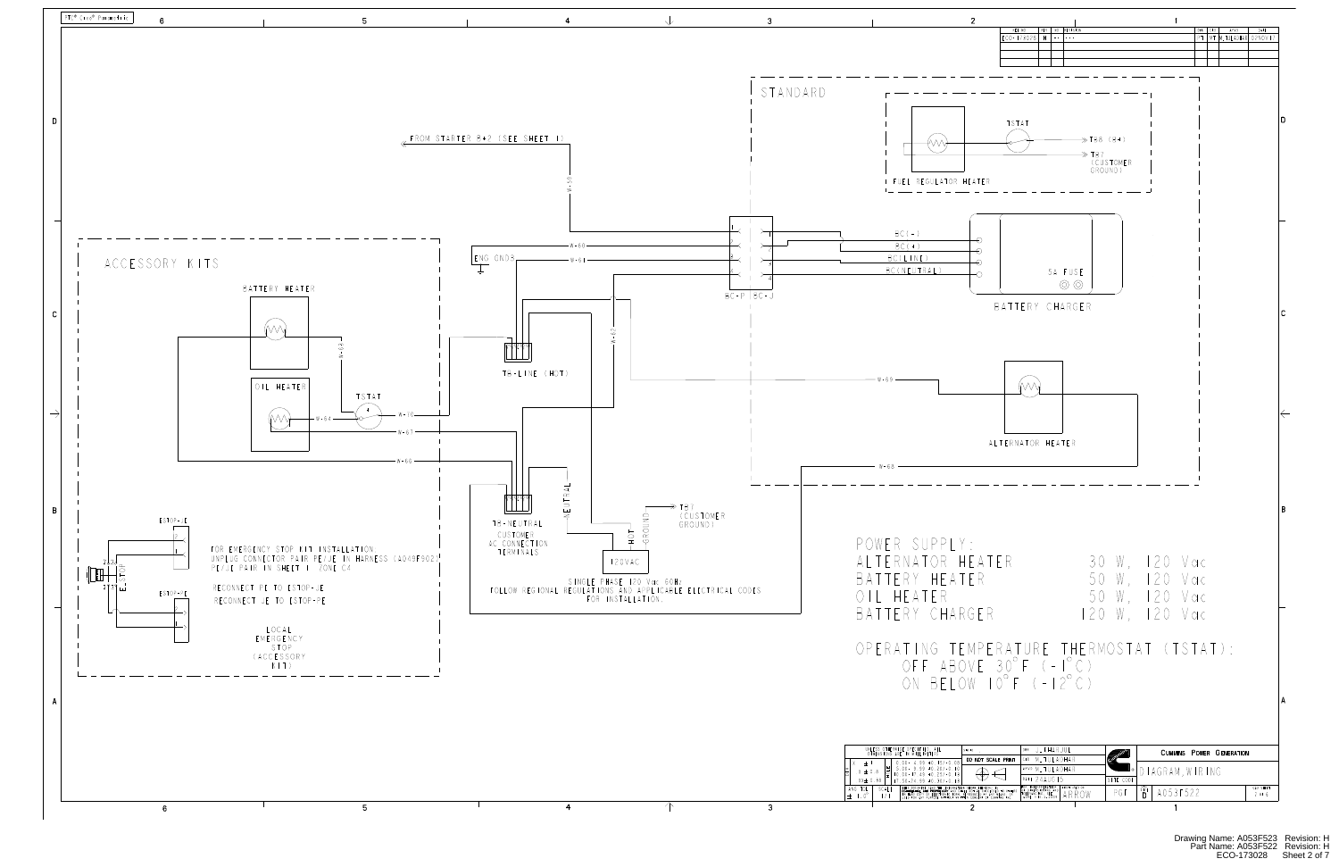STANDARD

FUEL REGULATOR HEATER

TSTAT

TH6 (B+)

TH7 (CUSTOMER GROUND)

FROM STARTER B+2 (SEE SHEET 1)

W-59

W-60

W-61

ENG GND3

BC-P (BC-J)

BC(-)

BC(+)

BC(LINE)

BC(NEUTRAL)

5A FUSE

BATTERY CHARGER

ACCESSORY KITS

BATTERY HEATER

W-62

OIL HEATER

TSTAT

W-64

W-10

W-67

W-68

TH-LINE (HOT)

W-69

ALTERNATOR HEATER

W-63

TH-NEUTRAL

CUSTOMER AC CONNECTION TERMINALS

NEUTRAL

HOT

GROUND

TH7 (CUSTOMER GROUND)

120VAC

SINGLE PHASE 120 Vac 60Hz

FOLLOW REGIONAL REGULATIONS AND APPLICABLE ELECTRICAL CODES FOR INSTALLATION.

ESTOP-JE

ESTOP-PE

E-STOP

FOR EMERGENCY STOP KIT INSTALLATION

UNPLUG CONNECTOR PAIR PE/JE IN HARNESS (A048F902)

PE/JE PAIR IN SHEET 1, ZONE C4

RECONNECT PE TO ESTOP-JE

RECONNECT JE TO ESTOP-PE

LOCAL EMERGENCY STOP (ACCESSORY KIT)

POWER SUPPLY:

| | | |
|---|---|---|
| ALTERNATOR HEATER | 30 W, | 120 Vac |
| BATTERY HEATER | 50 W, | 120 Vac |
| OIL HEATER | 50 W, | 120 Vac |
| BATTERY CHARGER | 120 W, | 120 Vac |

OPERATING TEMPERATURE THERMOSTAT (TSTAT):

OFF ABOVE 30°F (-1°C)

ON BELOW 10°F (-12°C)

CUMMINS POWER GENERATION

DIAGRAM, WIRING

A053F522

DO NOT SCALE PRINT

Drawing Name: A053F523 Revision: H
Part Name: A053F522 Revision: H
ECO-173028 Sheet 2 of 7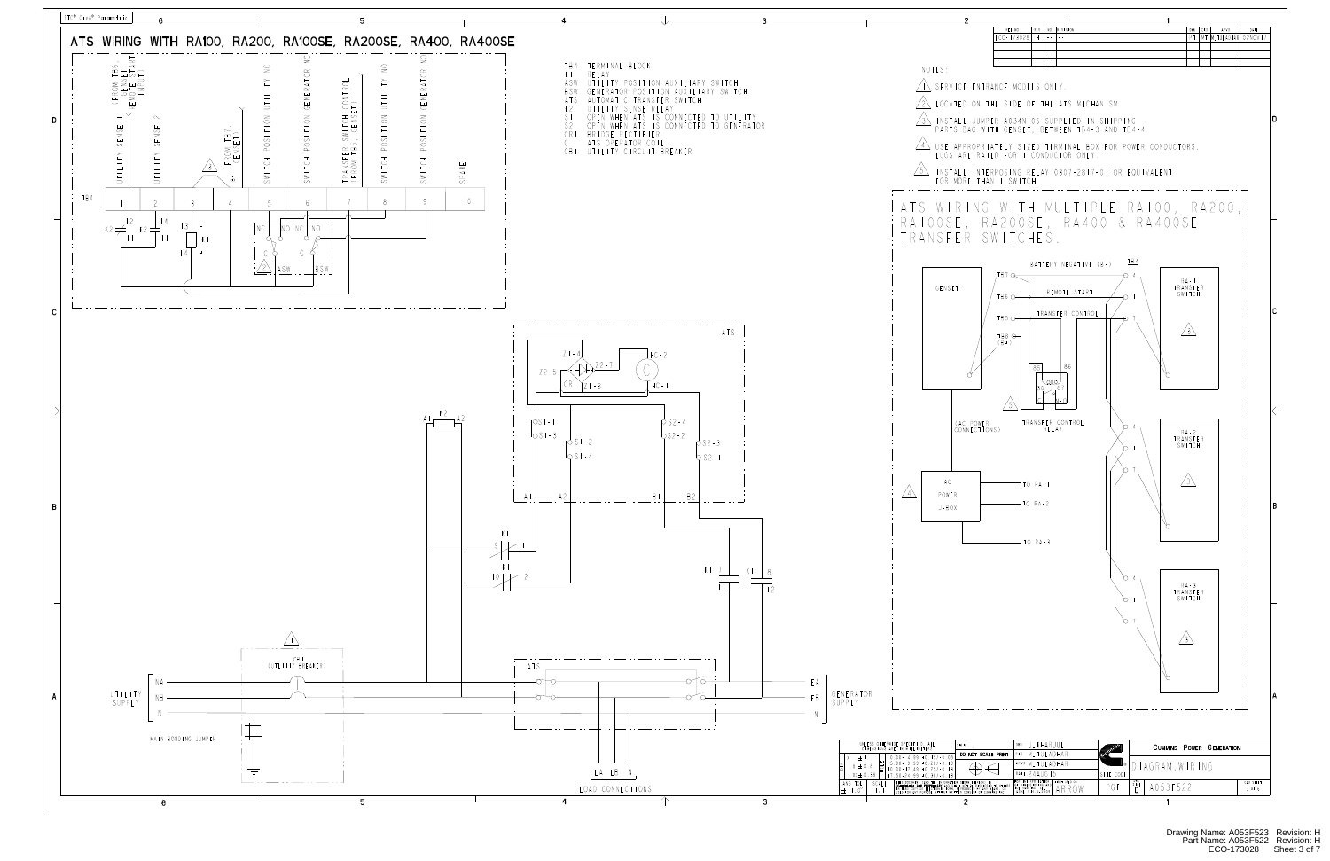# ATS WIRING WITH RA100, RA200, RA100SE, RA200SE, RA400, RA400SE

TB4 terminals:

| 1 | 2 | 3 | 4 | 5 | 6 | 7 | 8 | 9 | 10 |
|---|---|---|---|---|---|---|---|---|---|
| UTILITY SENSE 1 (FROM TB6 (GENSET) REMOTE START INPUT) | UTILITY SENSE 2 | + (FROM TB1, GENSET) | | SWITCH POSITION UTILITY NC | SWITCH POSITION GENERATOR NC | TRANSFER SWITCH CONTROL (FROM TB5, GENSET) | SWITCH POSITION UTILITY NO | SWITCH POSITION GENERATOR NO | SPARE |

- TB4 TERMINAL BLOCK
- K1 RELAY
- ASW UTILITY POSITION AUXILIARY SWITCH
- BSW GENERATOR POSITION AUXILIARY SWITCH
- ATS AUTOMATIC TRANSFER SWITCH
- K2 UTILITY SENSE RELAY
- S1 OPEN WHEN ATS IS CONNECTED TO UTILITY
- S2 OPEN WHEN ATS IS CONNECTED TO GENERATOR
- CR1 BRIDGE RECTIFIER
- C ATS OPERATOR COIL
- CB1 UTILITY CIRCUIT BREAKER

NOTES:

1. SERVICE ENTRANCE MODELS ONLY.
2. LOCATED ON THE SIDE OF THE ATS MECHANISM.
3. INSTALL JUMPER A034N106 SUPPLIED IN SHIPPING PARTS BAG WITH GENSET, BETWEEN TB4-3 AND TB4-4.
4. USE APPROPRIATELY SIZED TERMINAL BOX FOR POWER CONDUCTORS. LUGS ARE RATED FOR 1 CONDUCTOR ONLY.
5. INSTALL INTERPOSING RELAY 0307-2817-01 OR EQUIVALENT FOR MORE THAN 1 SWITCH.

UTILITY SUPPLY: NA, NB, N — CB1 (UTILITY BREAKER) — MAIN BONDING JUMPER

GENERATOR SUPPLY: EA, EB, N

LOAD CONNECTIONS: LA, LB, N

## ATS WIRING WITH MULTIPLE RA100, RA200, RA100SE, RA200SE, RA400 & RA400SE TRANSFER SWITCHES.

- GENSET: TB1, TB6, TB5, TB8 (B-) — BATTERY NEGATIVE (B-), REMOTE START, TRANSFER CONTROL to TB4 terminals 4, 1, 7
- TRANSFER CONTROL RELAY (85, 86, 30, 87, 87A)
- AC POWER CONNECTIONS — AC POWER J-BOX — TO RA-1, TO RA-2, TO RA-3
- RA-1 TRANSFER SWITCH
- RA-2 TRANSFER SWITCH
- RA-3 TRANSFER SWITCH

| | |
|---|---|
| REV | H |
| ECO | ECO-173028 |
| TITLE | DIAGRAM, WIRING |
| DWG NO. | A053F522 |
| SIZE | D |
| | CUMMINS POWER GENERATION |
| | DO NOT SCALE PRINT |
| SCALE | 1:1 |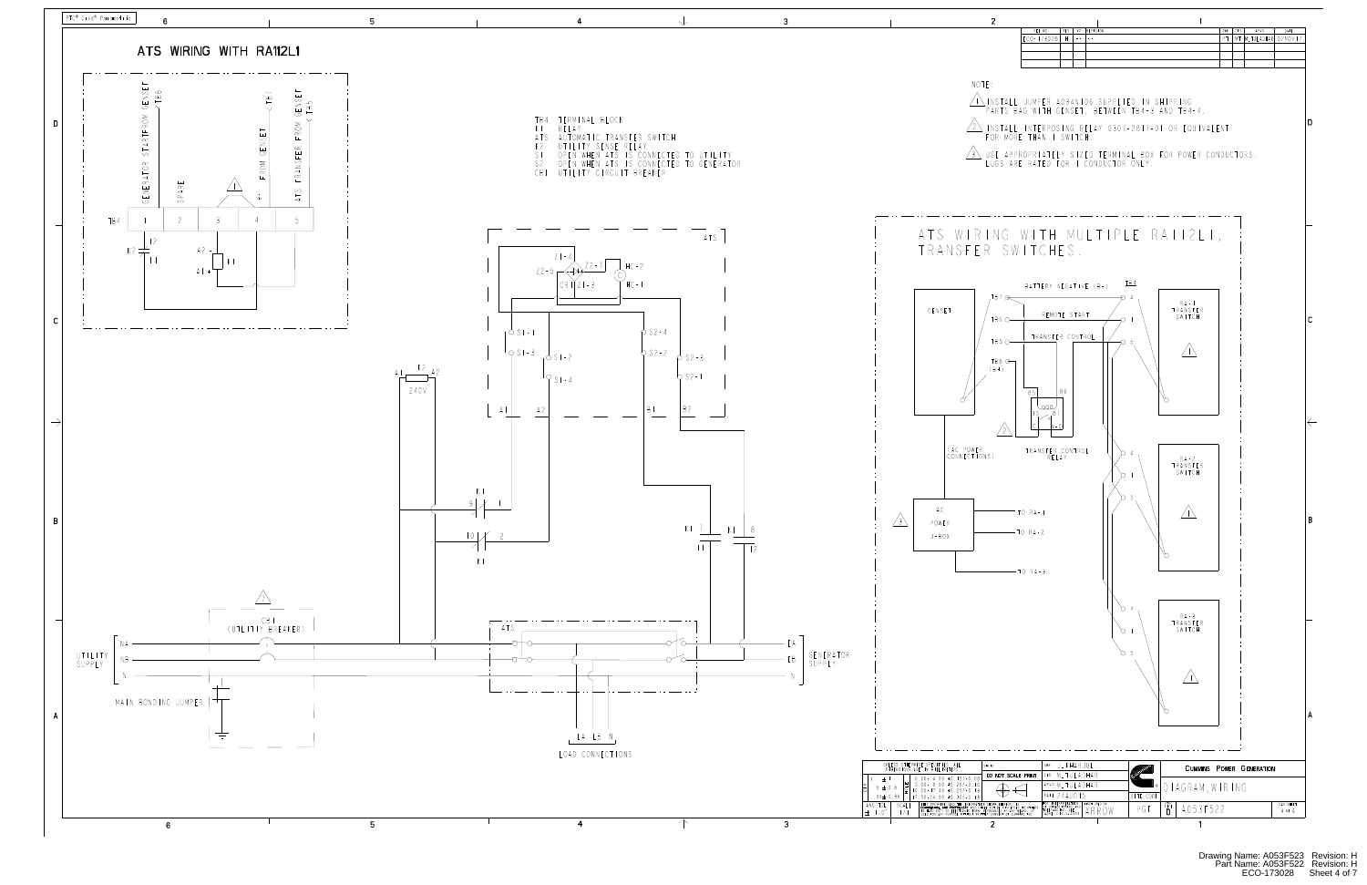# ATS WIRING WITH RA112L1

TB4 TERMINAL BLOCK
K1 RELAY
ATS AUTOMATIC TRANSFER SWITCH
K2 UTILITY SENSE RELAY
S1 OPEN WHEN ATS IS CONNECTED TO UTILITY
S2 OPEN WHEN ATS IS CONNECTED TO GENERATOR
CB1 UTILITY CIRCUIT BREAKER

NOTE:

1. INSTALL JUMPER A034N106 SUPPLIED IN SHIPPING PARTS BAG WITH GENSET, BETWEEN TB4-3 AND TB4-4.
2. INSTALL INTERPOSING RELAY 0307-2817-01 OR EQUIVALENT FOR MORE THAN 1 SWITCH.
3. USE APPROPRIATELY SIZED TERMINAL BOX FOR POWER CONDUCTORS. LUGS ARE RATED FOR 1 CONDUCTOR ONLY.

| TB4 | 1 | 2 | 3 | 4 | 5 |
|---|---|---|---|---|---|
| | GENERATOR START FROM GENSET (TB6) | SPARE | | FROM GENSET (TB1) | ATS TRANSFER FROM GENSET (TB5) |

## ATS WIRING WITH MULTIPLE RA112L1, TRANSFER SWITCHES.

GENSET: TB1 — BATTERY NEGATIVE (B-) — TB4-4; TB6 — REMOTE START — TB4-1; TB5 — TRANSFER CONTROL — TB4-5; TB8 (B+)

TRANSFER CONTROL RELAY (2)

AC POWER CONNECTIONS — AC POWER J-BOX (3): TO RA-1, TO RA-2, TO RA-3

RA-1 TRANSFER SWITCH (1)
RA-2 TRANSFER SWITCH (1)
RA-3 TRANSFER SWITCH (1)

UTILITY SUPPLY: NA, NB, N
CB1 (UTILITY BREAKER)
MAIN BONDING JUMPER
GENERATOR SUPPLY: EA, EB, N
LOAD CONNECTIONS: LA, LB, N

| REV NO | REV | BY | REVISION | DATE |
|---|---|---|---|---|
| ECO-173028 | H | -- | -- | 02NOV17 |

CUMMINS POWER GENERATION — DIAGRAM, WIRING — A053F522 — SIZE D — DO NOT SCALE PRINT

Drawing Name: A053F523 Revision: H
Part Name: A053F522 Revision: H
ECO-173028 Sheet 4 of 7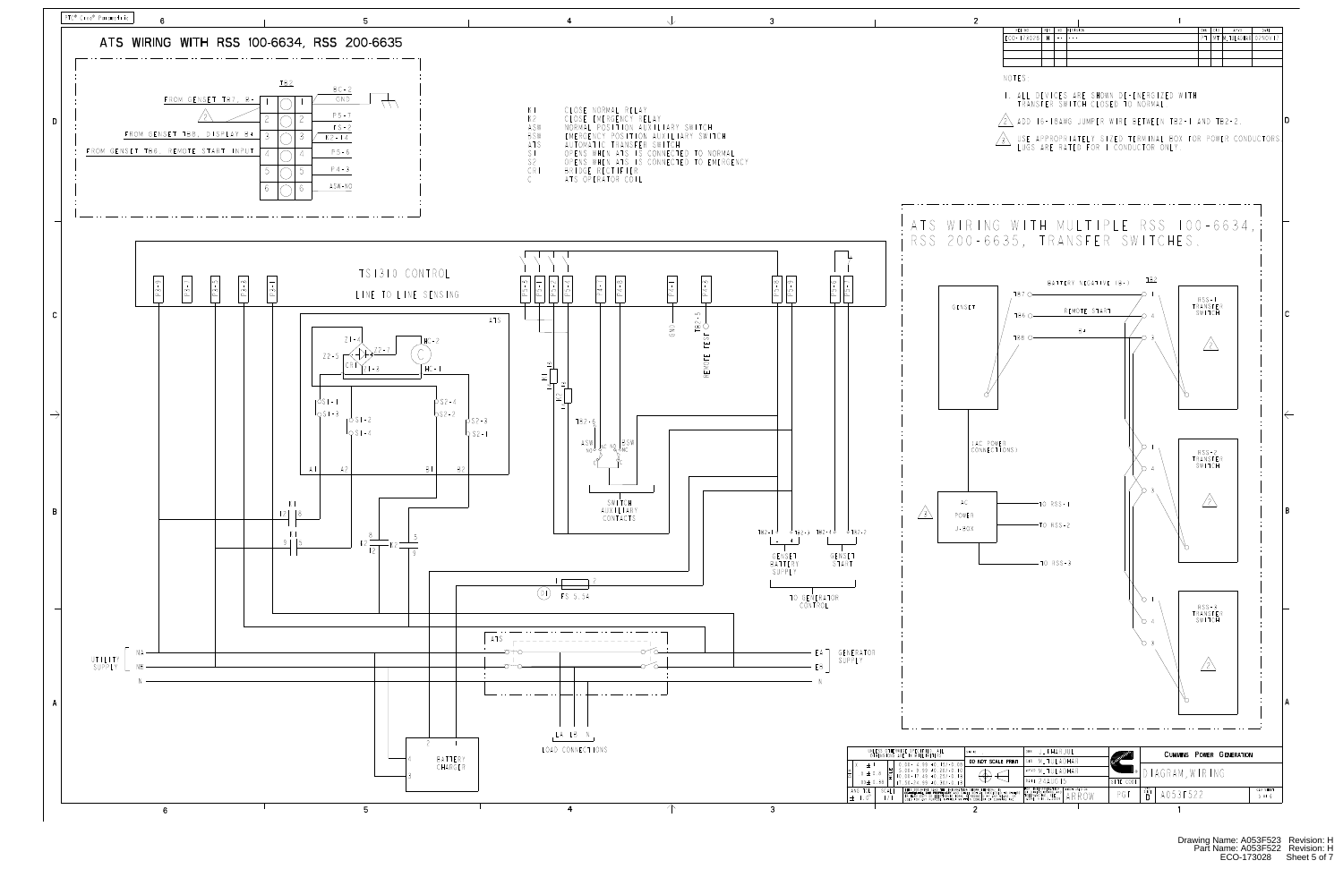# ATS WIRING WITH RSS 100-6634, RSS 200-6635

| TB2 | | Connection |
|---|---|---|
| FROM GENSET TB7, B- | 1 | BC-2, GND |
| 2 (see note 2) | 2 | PS-7, PS-7 |
| FROM GENSET TB8, DISPLAY B4 | 3 | P2-14 |
| FROM GENSET TB6, REMOTE START INPUT | 4 | PS-6 |
| | 5 | P4-3 |
| | 6 | ASW-NO |

- K1 CLOSE NORMAL RELAY
- K2 CLOSE EMERGENCY RELAY
- ASW NORMAL POSITION AUXILIARY SWITCH
- ESW EMERGENCY POSITION AUXILIARY SWITCH
- ATS AUTOMATIC TRANSFER SWITCH
- S1 OPENS WHEN ATS IS CONNECTED TO NORMAL
- S2 OPENS WHEN ATS IS CONNECTED TO EMERGENCY
- CR1 BRIDGE RECTIFIER
- C ATS OPERATOR COIL

NOTES

1. ALL DEVICES ARE SHOWN DE-ENERGIZED WITH TRANSFER SWITCH CLOSED TO NORMAL.
2. ADD 16-18AWG JUMPER WIRE BETWEEN TB2-1 AND TB2-2.
3. USE APPROPRIATELY SIZED TERMINAL BOX FOR POWER CONDUCTORS. LUGS ARE RATED FOR 1 CONDUCTOR ONLY.

TS1310 CONTROL

LINE TO LINE SENSING

ATS

GND

TB2-5

REMOTE TEST

TB2-6

SWITCH AUXILIARY CONTACTS

TB2-1, TB2-2, TB2-4, TB2-3

GENSET BATTERY SUPPLY

GENSET START

TO GENERATOR CONTROL

FS 5,5A

UTILITY SUPPLY: NA, NB, N

GENERATOR SUPPLY: EA, EB, N

LOAD CONNECTIONS: LA, LB, N

BATTERY CHARGER

# ATS WIRING WITH MULTIPLE RSS 100-6634, RSS 200-6635, TRANSFER SWITCHES.

GENSET

TB7 — BATTERY NEGATIVE (B-) — TB2 1

TB6 — REMOTE START — 4

TB8 — B4 — 3

(AC POWER CONNECTIONS)

AC POWER J-BOX

- TO RSS-1
- TO RSS-2
- TO RSS-3

RSS-1 TRANSFER SWITCH

RSS-2 TRANSFER SWITCH

RSS-3 TRANSFER SWITCH

| ECO NO. | REV | DESCRIPTION | DATE |
|---|---|---|---|
| ECO-173028 | H | --- | 2/9/2017 |

CUMMINS POWER GENERATION

DIAGRAM, WIRING

DO NOT SCALE PRINT

SIZE D — A053F522

Drawing Name: A053F523 Revision: H
Part Name: A053F522 Revision: H
ECO-173028 Sheet 5 of 7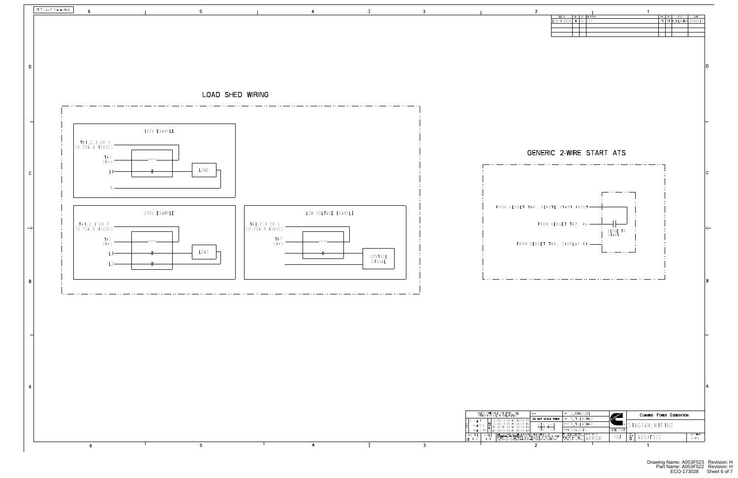## LOAD SHED WIRING

### 120V EXAMPLE

TB1,2,3 OR 4
(0.25A & 12VDC)

TB7
(B+)

L1

LOAD

N

### 240V EXAMPLE

TB1,2,3 OR 4
(0.25A & 12VDC)

TB7
(B+)

L1

LOAD

L2

### LOW VOLTAGE EXAMPLE

TB1,2,3 OR 4
(0.25A & 12VDC)

TB7
(B+)

CONTROL SIGNAL

## GENERIC 2-WIRE START ATS

FROM GENSET TB6, REMOTE START INPUT

FROM GENSET TB7, B+

CLOSE TO START

FROM GENSET TB8, DISPLAY B+

| ECO NO. | REV | DESCRIPTION | APVD | DATE |
|---|---|---|---|---|
| ECO-173028 | H | --- | M_TULADHAR | 03/NOV/17 |

UNLESS OTHERWISE SPECIFIED, ALL DIMENSIONS ARE IN MILLIMETERS

DO NOT SCALE PRINT

DRAWN: J_ENGLUND

CHECKED: M_TULADHAR

APPROVED: M_TULADHAR

CUMMINS POWER GENERATION

DIAGRAM, WIRING

PGF

D

A053F522

Drawing Name: A053F523 Revision: H
Part Name: A053F522 Revision: H
ECO-173028 Sheet 6 of 7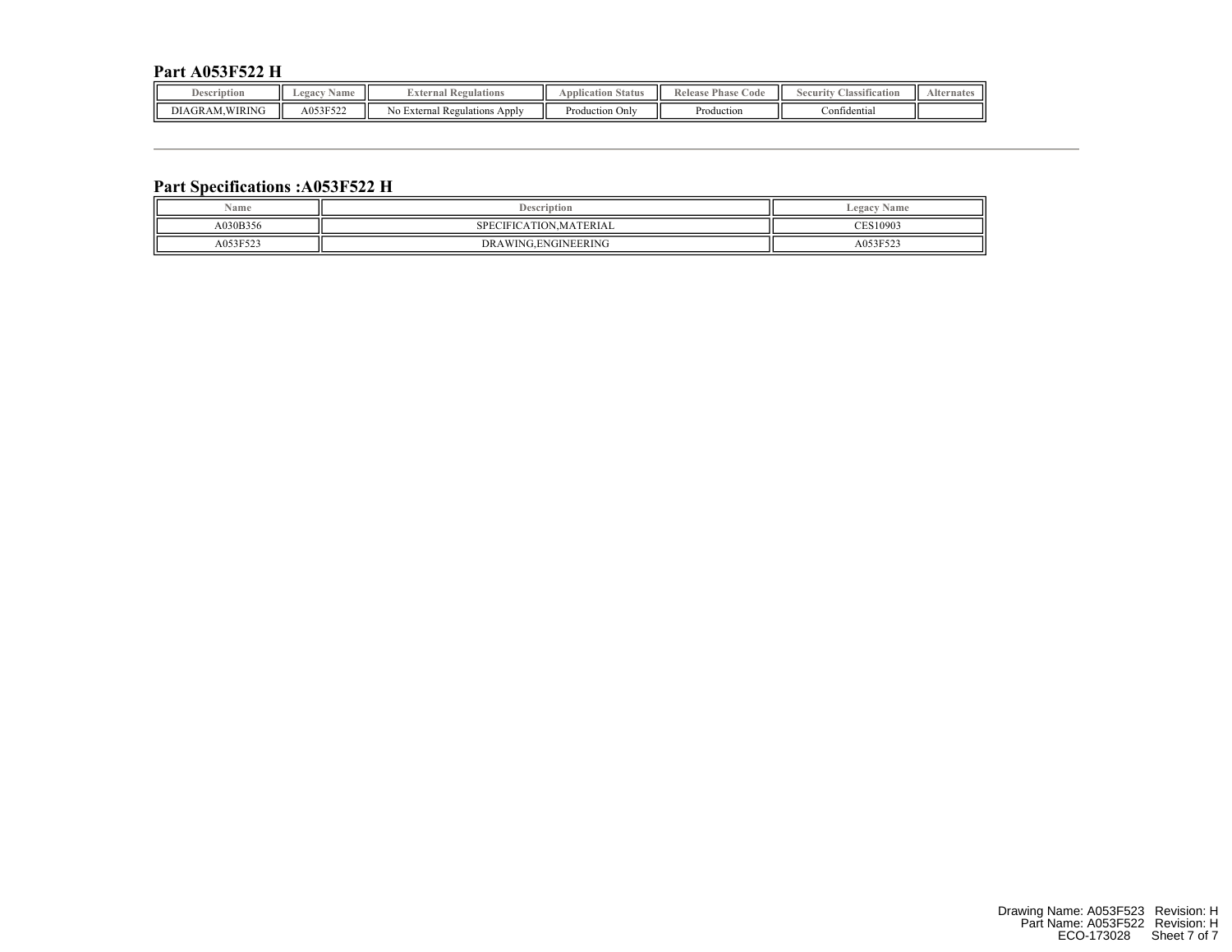## Part A053F522 H

| Description | Legacy Name | External Regulations | Application Status | Release Phase Code | Security Classification | Alternates |
|---|---|---|---|---|---|---|
| DIAGRAM,WIRING | A053F522 | No External Regulations Apply | Production Only | Production | Confidential | |

---

## Part Specifications :A053F522 H

| Name | Description | Legacy Name |
|---|---|---|
| A030B356 | SPECIFICATION,MATERIAL | CES10903 |
| A053F523 | DRAWING,ENGINEERING | A053F523 |